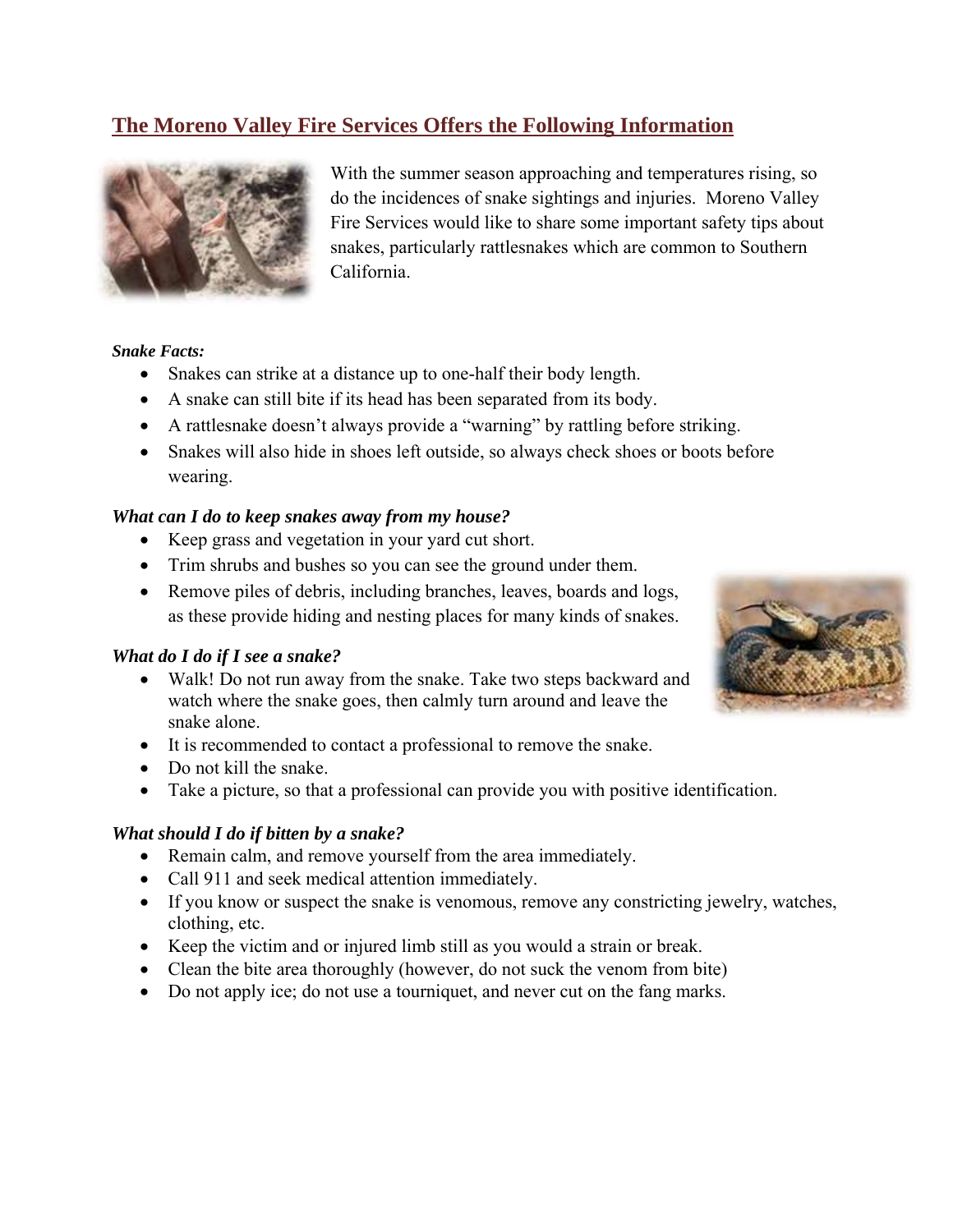## The Moreno Valley Fire Services Offers the Following Information

With the summer season approaching and temperatures rising, so do the incidences of snake sightings and injuries. Moreno Valley Fire Services would like to share some important safety tips about snakes, particularly rattlesnakes which are common to Southern California.

***Snake Facts:***

- Snakes can strike at a distance up to one-half their body length.
- A snake can still bite if its head has been separated from its body.
- A rattlesnake doesn't always provide a "warning" by rattling before striking.
- Snakes will also hide in shoes left outside, so always check shoes or boots before wearing.

***What can I do to keep snakes away from my house?***

- Keep grass and vegetation in your yard cut short.
- Trim shrubs and bushes so you can see the ground under them.
- Remove piles of debris, including branches, leaves, boards and logs, as these provide hiding and nesting places for many kinds of snakes.

***What do I do if I see a snake?***

- Walk! Do not run away from the snake. Take two steps backward and watch where the snake goes, then calmly turn around and leave the snake alone.
- It is recommended to contact a professional to remove the snake.
- Do not kill the snake.
- Take a picture, so that a professional can provide you with positive identification.

***What should I do if bitten by a snake?***

- Remain calm, and remove yourself from the area immediately.
- Call 911 and seek medical attention immediately.
- If you know or suspect the snake is venomous, remove any constricting jewelry, watches, clothing, etc.
- Keep the victim and or injured limb still as you would a strain or break.
- Clean the bite area thoroughly (however, do not suck the venom from bite)
- Do not apply ice; do not use a tourniquet, and never cut on the fang marks.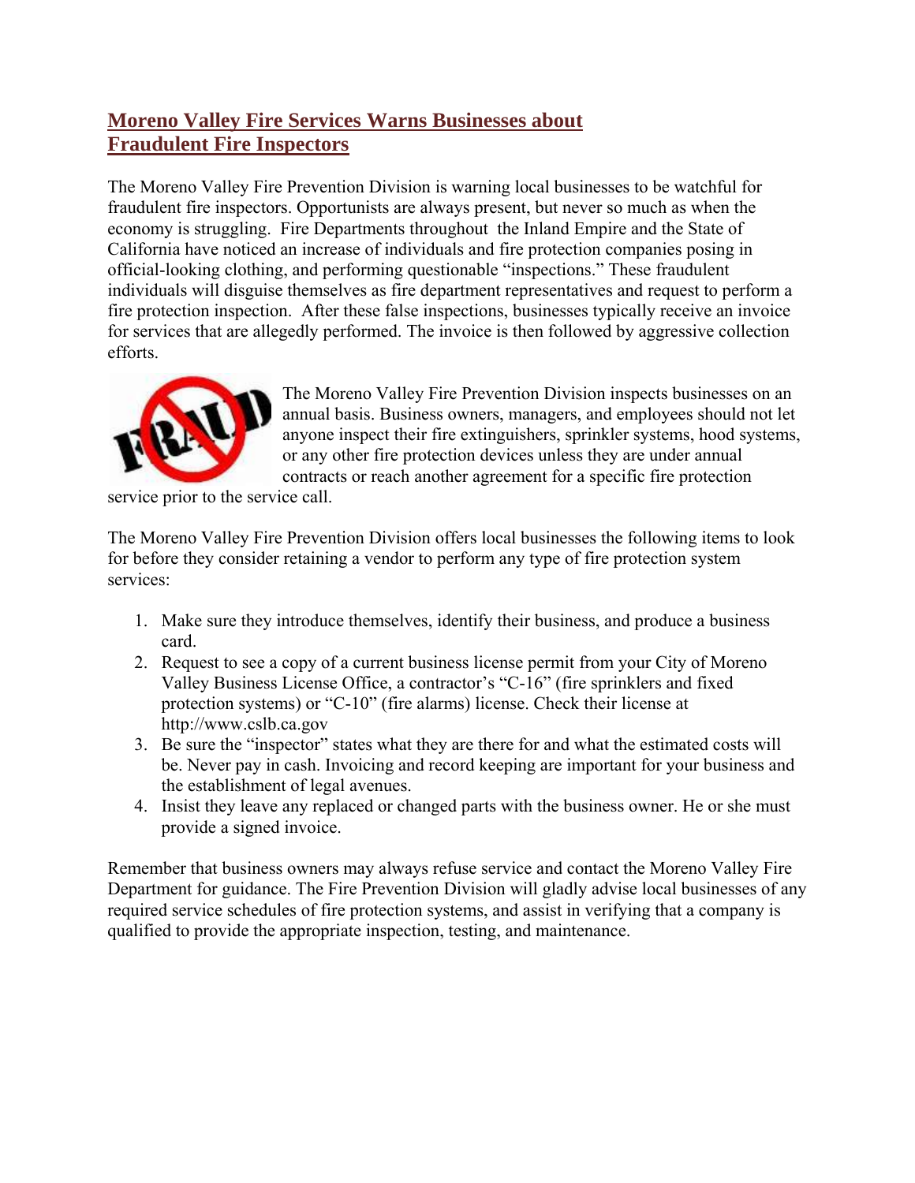## Moreno Valley Fire Services Warns Businesses about Fraudulent Fire Inspectors

The Moreno Valley Fire Prevention Division is warning local businesses to be watchful for fraudulent fire inspectors. Opportunists are always present, but never so much as when the economy is struggling. Fire Departments throughout the Inland Empire and the State of California have noticed an increase of individuals and fire protection companies posing in official-looking clothing, and performing questionable "inspections." These fraudulent individuals will disguise themselves as fire department representatives and request to perform a fire protection inspection. After these false inspections, businesses typically receive an invoice for services that are allegedly performed. The invoice is then followed by aggressive collection efforts.

The Moreno Valley Fire Prevention Division inspects businesses on an annual basis. Business owners, managers, and employees should not let anyone inspect their fire extinguishers, sprinkler systems, hood systems, or any other fire protection devices unless they are under annual contracts or reach another agreement for a specific fire protection service prior to the service call.

The Moreno Valley Fire Prevention Division offers local businesses the following items to look for before they consider retaining a vendor to perform any type of fire protection system services:

1. Make sure they introduce themselves, identify their business, and produce a business card.
2. Request to see a copy of a current business license permit from your City of Moreno Valley Business License Office, a contractor's "C-16" (fire sprinklers and fixed protection systems) or "C-10" (fire alarms) license. Check their license at http://www.cslb.ca.gov
3. Be sure the "inspector" states what they are there for and what the estimated costs will be. Never pay in cash. Invoicing and record keeping are important for your business and the establishment of legal avenues.
4. Insist they leave any replaced or changed parts with the business owner. He or she must provide a signed invoice.

Remember that business owners may always refuse service and contact the Moreno Valley Fire Department for guidance. The Fire Prevention Division will gladly advise local businesses of any required service schedules of fire protection systems, and assist in verifying that a company is qualified to provide the appropriate inspection, testing, and maintenance.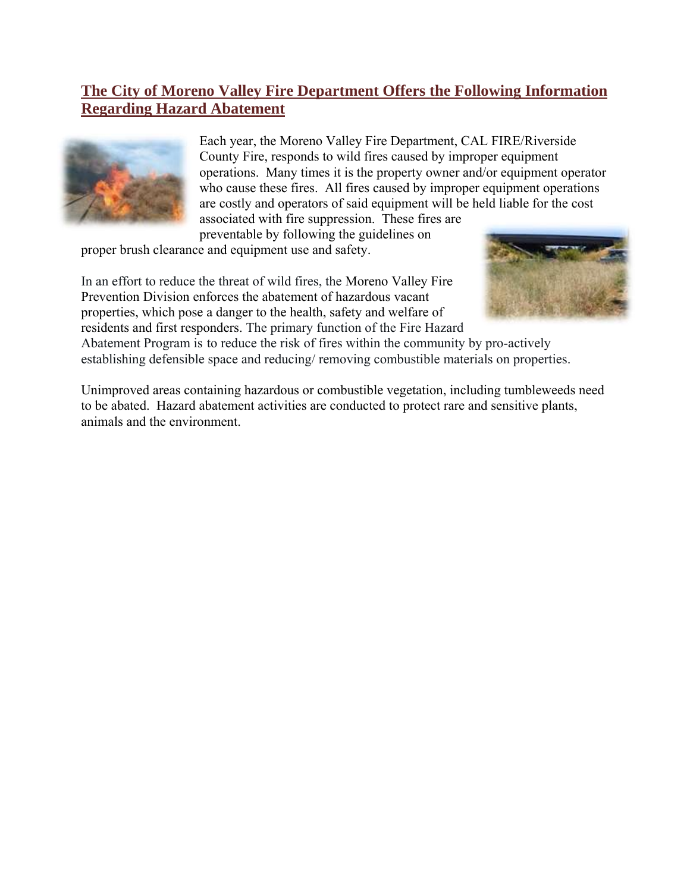## The City of Moreno Valley Fire Department Offers the Following Information Regarding Hazard Abatement

Each year, the Moreno Valley Fire Department, CAL FIRE/Riverside County Fire, responds to wild fires caused by improper equipment operations. Many times it is the property owner and/or equipment operator who cause these fires. All fires caused by improper equipment operations are costly and operators of said equipment will be held liable for the cost associated with fire suppression. These fires are preventable by following the guidelines on proper brush clearance and equipment use and safety.

In an effort to reduce the threat of wild fires, the Moreno Valley Fire Prevention Division enforces the abatement of hazardous vacant properties, which pose a danger to the health, safety and welfare of residents and first responders. The primary function of the Fire Hazard Abatement Program is to reduce the risk of fires within the community by pro-actively establishing defensible space and reducing/ removing combustible materials on properties.

Unimproved areas containing hazardous or combustible vegetation, including tumbleweeds need to be abated. Hazard abatement activities are conducted to protect rare and sensitive plants, animals and the environment.